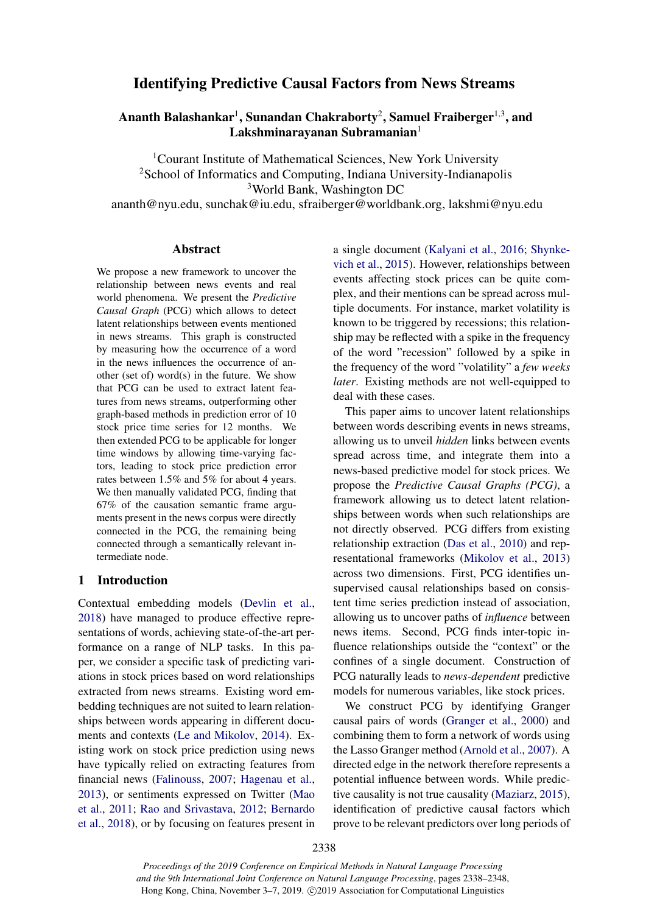# Identifying Predictive Causal Factors from News Streams

**Ananth Balashankar[1], Sunandan Chakraborty[2], Samuel Fraiberger[1,3], and Lakshminarayanan Subramanian[1]**

[1]Courant Institute of Mathematical Sciences, New York University
[2]School of Informatics and Computing, Indiana University-Indianapolis
[3]World Bank, Washington DC
ananth@nyu.edu, sunchak@iu.edu, sfraiberger@worldbank.org, lakshmi@nyu.edu

## Abstract

We propose a new framework to uncover the relationship between news events and real world phenomena. We present the *Predictive Causal Graph* (PCG) which allows to detect latent relationships between events mentioned in news streams. This graph is constructed by measuring how the occurrence of a word in the news influences the occurrence of another (set of) word(s) in the future. We show that PCG can be used to extract latent features from news streams, outperforming other graph-based methods in prediction error of 10 stock price time series for 12 months. We then extended PCG to be applicable for longer time windows by allowing time-varying factors, leading to stock price prediction error rates between 1.5% and 5% for about 4 years. We then manually validated PCG, finding that 67% of the causation semantic frame arguments present in the news corpus were directly connected in the PCG, the remaining being connected through a semantically relevant intermediate node.

## 1 Introduction

Contextual embedding models (Devlin et al., 2018) have managed to produce effective representations of words, achieving state-of-the-art performance on a range of NLP tasks. In this paper, we consider a specific task of predicting variations in stock prices based on word relationships extracted from news streams. Existing word embedding techniques are not suited to learn relationships between words appearing in different documents and contexts (Le and Mikolov, 2014). Existing work on stock price prediction using news have typically relied on extracting features from financial news (Falinouss, 2007; Hagenau et al., 2013), or sentiments expressed on Twitter (Mao et al., 2011; Rao and Srivastava, 2012; Bernardo et al., 2018), or by focusing on features present in a single document (Kalyani et al., 2016; Shynkevich et al., 2015). However, relationships between events affecting stock prices can be quite complex, and their mentions can be spread across multiple documents. For instance, market volatility is known to be triggered by recessions; this relationship may be reflected with a spike in the frequency of the word "recession" followed by a spike in the frequency of the word "volatility" a *few weeks later*. Existing methods are not well-equipped to deal with these cases.

This paper aims to uncover latent relationships between words describing events in news streams, allowing us to unveil *hidden* links between events spread across time, and integrate them into a news-based predictive model for stock prices. We propose the *Predictive Causal Graphs (PCG)*, a framework allowing us to detect latent relationships between words when such relationships are not directly observed. PCG differs from existing relationship extraction (Das et al., 2010) and representational frameworks (Mikolov et al., 2013) across two dimensions. First, PCG identifies unsupervised causal relationships based on consistent time series prediction instead of association, allowing us to uncover paths of *influence* between news items. Second, PCG finds inter-topic influence relationships outside the "context" or the confines of a single document. Construction of PCG naturally leads to *news-dependent* predictive models for numerous variables, like stock prices.

We construct PCG by identifying Granger causal pairs of words (Granger et al., 2000) and combining them to form a network of words using the Lasso Granger method (Arnold et al., 2007). A directed edge in the network therefore represents a potential influence between words. While predictive causality is not true causality (Maziarz, 2015), identification of predictive causal factors which prove to be relevant predictors over long periods of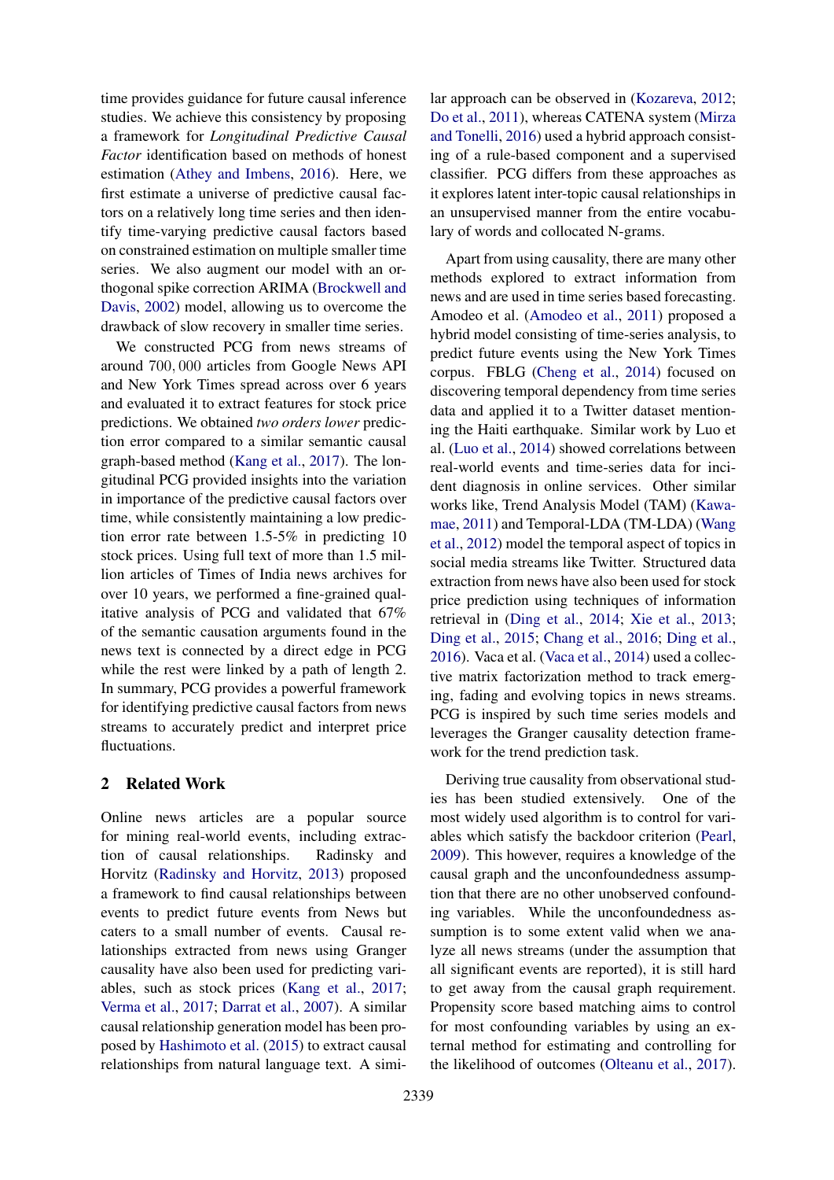time provides guidance for future causal inference studies. We achieve this consistency by proposing a framework for *Longitudinal Predictive Causal Factor* identification based on methods of honest estimation (Athey and Imbens, 2016). Here, we first estimate a universe of predictive causal factors on a relatively long time series and then identify time-varying predictive causal factors based on constrained estimation on multiple smaller time series. We also augment our model with an orthogonal spike correction ARIMA (Brockwell and Davis, 2002) model, allowing us to overcome the drawback of slow recovery in smaller time series.

We constructed PCG from news streams of around $700,000$ articles from Google News API and New York Times spread across over 6 years and evaluated it to extract features for stock price predictions. We obtained *two orders lower* prediction error compared to a similar semantic causal graph-based method (Kang et al., 2017). The longitudinal PCG provided insights into the variation in importance of the predictive causal factors over time, while consistently maintaining a low prediction error rate between 1.5-5% in predicting 10 stock prices. Using full text of more than 1.5 million articles of Times of India news archives for over 10 years, we performed a fine-grained qualitative analysis of PCG and validated that 67% of the semantic causation arguments found in the news text is connected by a direct edge in PCG while the rest were linked by a path of length 2. In summary, PCG provides a powerful framework for identifying predictive causal factors from news streams to accurately predict and interpret price fluctuations.

## 2 Related Work

Online news articles are a popular source for mining real-world events, including extraction of causal relationships. Radinsky and Horvitz (Radinsky and Horvitz, 2013) proposed a framework to find causal relationships between events to predict future events from News but caters to a small number of events. Causal relationships extracted from news using Granger causality have also been used for predicting variables, such as stock prices (Kang et al., 2017; Verma et al., 2017; Darrat et al., 2007). A similar causal relationship generation model has been proposed by Hashimoto et al. (2015) to extract causal relationships from natural language text. A similar approach can be observed in (Kozareva, 2012; Do et al., 2011), whereas CATENA system (Mirza and Tonelli, 2016) used a hybrid approach consisting of a rule-based component and a supervised classifier. PCG differs from these approaches as it explores latent inter-topic causal relationships in an unsupervised manner from the entire vocabulary of words and collocated N-grams.

Apart from using causality, there are many other methods explored to extract information from news and are used in time series based forecasting. Amodeo et al. (Amodeo et al., 2011) proposed a hybrid model consisting of time-series analysis, to predict future events using the New York Times corpus. FBLG (Cheng et al., 2014) focused on discovering temporal dependency from time series data and applied it to a Twitter dataset mentioning the Haiti earthquake. Similar work by Luo et al. (Luo et al., 2014) showed correlations between real-world events and time-series data for incident diagnosis in online services. Other similar works like, Trend Analysis Model (TAM) (Kawamae, 2011) and Temporal-LDA (TM-LDA) (Wang et al., 2012) model the temporal aspect of topics in social media streams like Twitter. Structured data extraction from news have also been used for stock price prediction using techniques of information retrieval in (Ding et al., 2014; Xie et al., 2013; Ding et al., 2015; Chang et al., 2016; Ding et al., 2016). Vaca et al. (Vaca et al., 2014) used a collective matrix factorization method to track emerging, fading and evolving topics in news streams. PCG is inspired by such time series models and leverages the Granger causality detection framework for the trend prediction task.

Deriving true causality from observational studies has been studied extensively. One of the most widely used algorithm is to control for variables which satisfy the backdoor criterion (Pearl, 2009). This however, requires a knowledge of the causal graph and the unconfoundedness assumption that there are no other unobserved confounding variables. While the unconfoundedness assumption is to some extent valid when we analyze all news streams (under the assumption that all significant events are reported), it is still hard to get away from the causal graph requirement. Propensity score based matching aims to control for most confounding variables by using an external method for estimating and controlling for the likelihood of outcomes (Olteanu et al., 2017).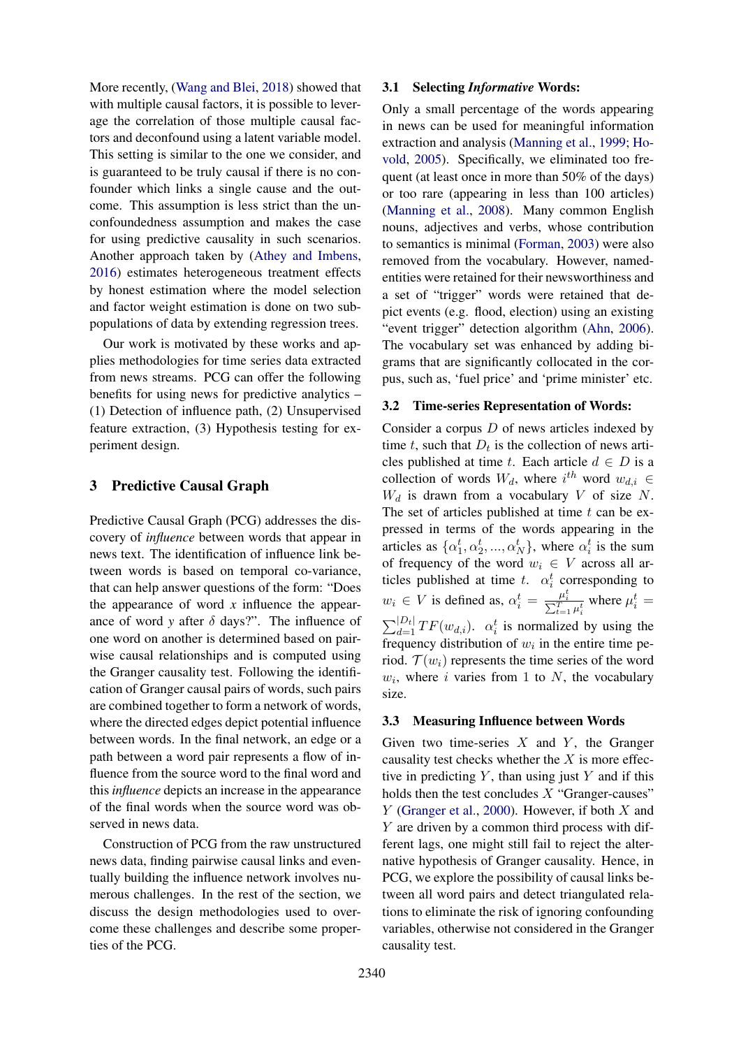More recently, (Wang and Blei, 2018) showed that with multiple causal factors, it is possible to leverage the correlation of those multiple causal factors and deconfound using a latent variable model. This setting is similar to the one we consider, and is guaranteed to be truly causal if there is no confounder which links a single cause and the outcome. This assumption is less strict than the unconfoundedness assumption and makes the case for using predictive causality in such scenarios. Another approach taken by (Athey and Imbens, 2016) estimates heterogeneous treatment effects by honest estimation where the model selection and factor weight estimation is done on two subpopulations of data by extending regression trees.

Our work is motivated by these works and applies methodologies for time series data extracted from news streams. PCG can offer the following benefits for using news for predictive analytics – (1) Detection of influence path, (2) Unsupervised feature extraction, (3) Hypothesis testing for experiment design.

## 3 Predictive Causal Graph

Predictive Causal Graph (PCG) addresses the discovery of *influence* between words that appear in news text. The identification of influence link between words is based on temporal co-variance, that can help answer questions of the form: "Does the appearance of word $x$ influence the appearance of word $y$ after $\delta$ days?". The influence of one word on another is determined based on pairwise causal relationships and is computed using the Granger causality test. Following the identification of Granger causal pairs of words, such pairs are combined together to form a network of words, where the directed edges depict potential influence between words. In the final network, an edge or a path between a word pair represents a flow of influence from the source word to the final word and this *influence* depicts an increase in the appearance of the final words when the source word was observed in news data.

Construction of PCG from the raw unstructured news data, finding pairwise causal links and eventually building the influence network involves numerous challenges. In the rest of the section, we discuss the design methodologies used to overcome these challenges and describe some properties of the PCG.

### 3.1 Selecting *Informative* Words:

Only a small percentage of the words appearing in news can be used for meaningful information extraction and analysis (Manning et al., 1999; Hovold, 2005). Specifically, we eliminated too frequent (at least once in more than 50% of the days) or too rare (appearing in less than 100 articles) (Manning et al., 2008). Many common English nouns, adjectives and verbs, whose contribution to semantics is minimal (Forman, 2003) were also removed from the vocabulary. However, named-entities were retained for their newsworthiness and a set of "trigger" words were retained that depict events (e.g. flood, election) using an existing "event trigger" detection algorithm (Ahn, 2006). The vocabulary set was enhanced by adding bi-grams that are significantly collocated in the corpus, such as, 'fuel price' and 'prime minister' etc.

### 3.2 Time-series Representation of Words:

Consider a corpus $D$ of news articles indexed by time $t$, such that $D_t$ is the collection of news articles published at time $t$. Each article $d \in D$ is a collection of words $W_d$, where $i^{th}$ word $w_{d,i} \in W_d$ is drawn from a vocabulary $V$ of size $N$. The set of articles published at time $t$ can be expressed in terms of the words appearing in the articles as $\{\alpha_1^t, \alpha_2^t, ..., \alpha_N^t\}$, where $\alpha_i^t$ is the sum of frequency of the word $w_i \in V$ across all articles published at time $t$. $\alpha_i^t$ corresponding to $w_i \in V$ is defined as, $\alpha_i^t = \frac{\mu_i^t}{\sum_{t=1}^{T} \mu_i^t}$ where $\mu_i^t = \sum_{d=1}^{|D_t|} TF(w_{d,i})$. $\alpha_i^t$ is normalized by using the frequency distribution of $w_i$ in the entire time period. $\mathcal{T}(w_i)$ represents the time series of the word $w_i$, where $i$ varies from 1 to $N$, the vocabulary size.

### 3.3 Measuring Influence between Words

Given two time-series $X$ and $Y$, the Granger causality test checks whether the $X$ is more effective in predicting $Y$, than using just $Y$ and if this holds then the test concludes $X$ "Granger-causes" $Y$ (Granger et al., 2000). However, if both $X$ and $Y$ are driven by a common third process with different lags, one might still fail to reject the alternative hypothesis of Granger causality. Hence, in PCG, we explore the possibility of causal links between all word pairs and detect triangulated relations to eliminate the risk of ignoring confounding variables, otherwise not considered in the Granger causality test.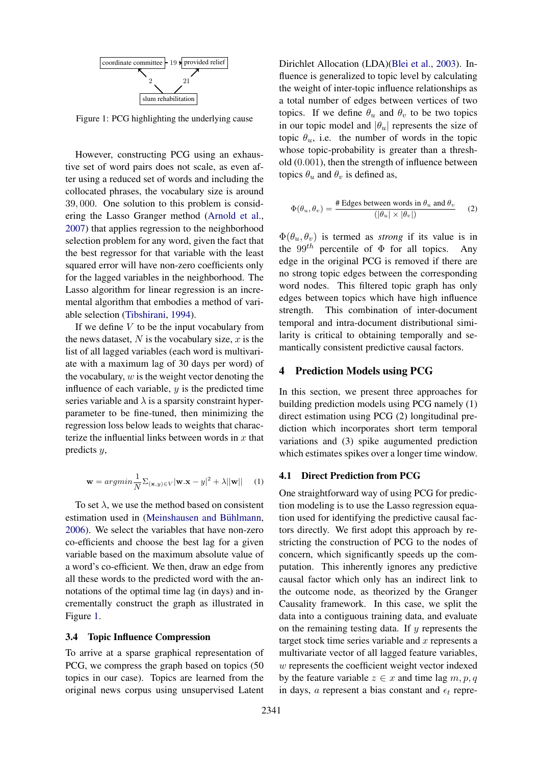coordinate committee → provided relief (19)
slum rehabilitation → coordinate committee (2)
slum rehabilitation → provided relief (21)

Figure 1: PCG highlighting the underlying cause

However, constructing PCG using an exhaustive set of word pairs does not scale, as even after using a reduced set of words and including the collocated phrases, the vocabulary size is around 39,000. One solution to this problem is considering the Lasso Granger method (Arnold et al., 2007) that applies regression to the neighborhood selection problem for any word, given the fact that the best regressor for that variable with the least squared error will have non-zero coefficients only for the lagged variables in the neighborhood. The Lasso algorithm for linear regression is an incremental algorithm that embodies a method of variable selection (Tibshirani, 1994).

If we define $V$ to be the input vocabulary from the news dataset, $N$ is the vocabulary size, $x$ is the list of all lagged variables (each word is multivariate with a maximum lag of 30 days per word) of the vocabulary, $w$ is the weight vector denoting the influence of each variable, $y$ is the predicted time series variable and $\lambda$ is a sparsity constraint hyperparameter to be fine-tuned, then minimizing the regression loss below leads to weights that characterize the influential links between words in $x$ that predicts $y$,

$$\mathbf{w} = argmin \frac{1}{N} \Sigma_{(\mathbf{x},y) \in V} |\mathbf{w}.\mathbf{x} - y|^2 + \lambda ||\mathbf{w}|| \quad (1)$$

To set $\lambda$, we use the method based on consistent estimation used in (Meinshausen and Bühlmann, 2006). We select the variables that have non-zero co-efficients and choose the best lag for a given variable based on the maximum absolute value of a word's co-efficient. We then, draw an edge from all these words to the predicted word with the annotations of the optimal time lag (in days) and incrementally construct the graph as illustrated in Figure 1.

### 3.4 Topic Influence Compression

To arrive at a sparse graphical representation of PCG, we compress the graph based on topics (50 topics in our case). Topics are learned from the original news corpus using unsupervised Latent Dirichlet Allocation (LDA)(Blei et al., 2003). Influence is generalized to topic level by calculating the weight of inter-topic influence relationships as a total number of edges between vertices of two topics. If we define $\theta_u$ and $\theta_v$ to be two topics in our topic model and $|\theta_u|$ represents the size of topic $\theta_u$, i.e. the number of words in the topic whose topic-probability is greater than a threshold (0.001), then the strength of influence between topics $\theta_u$ and $\theta_v$ is defined as,

$$\Phi(\theta_u, \theta_v) = \frac{\text{\# Edges between words in } \theta_u \text{ and } \theta_v}{(|\theta_u| \times |\theta_v|)} \quad (2)$$

$\Phi(\theta_u, \theta_v)$ is termed as *strong* if its value is in the $99^{th}$ percentile of $\Phi$ for all topics. Any edge in the original PCG is removed if there are no strong topic edges between the corresponding word nodes. This filtered topic graph has only edges between topics which have high influence strength. This combination of inter-document temporal and intra-document distributional similarity is critical to obtaining temporally and semantically consistent predictive causal factors.

## 4 Prediction Models using PCG

In this section, we present three approaches for building prediction models using PCG namely (1) direct estimation using PCG (2) longitudinal prediction which incorporates short term temporal variations and (3) spike augumented prediction which estimates spikes over a longer time window.

### 4.1 Direct Prediction from PCG

One straightforward way of using PCG for prediction modeling is to use the Lasso regression equation used for identifying the predictive causal factors directly. We first adopt this approach by restricting the construction of PCG to the nodes of concern, which significantly speeds up the computation. This inherently ignores any predictive causal factor which only has an indirect link to the outcome node, as theorized by the Granger Causality framework. In this case, we split the data into a contiguous training data, and evaluate on the remaining testing data. If $y$ represents the target stock time series variable and $x$ represents a multivariate vector of all lagged feature variables, $w$ represents the coefficient weight vector indexed by the feature variable $z \in x$ and time lag $m, p, q$ in days, $a$ represent a bias constant and $\epsilon_t$ repre-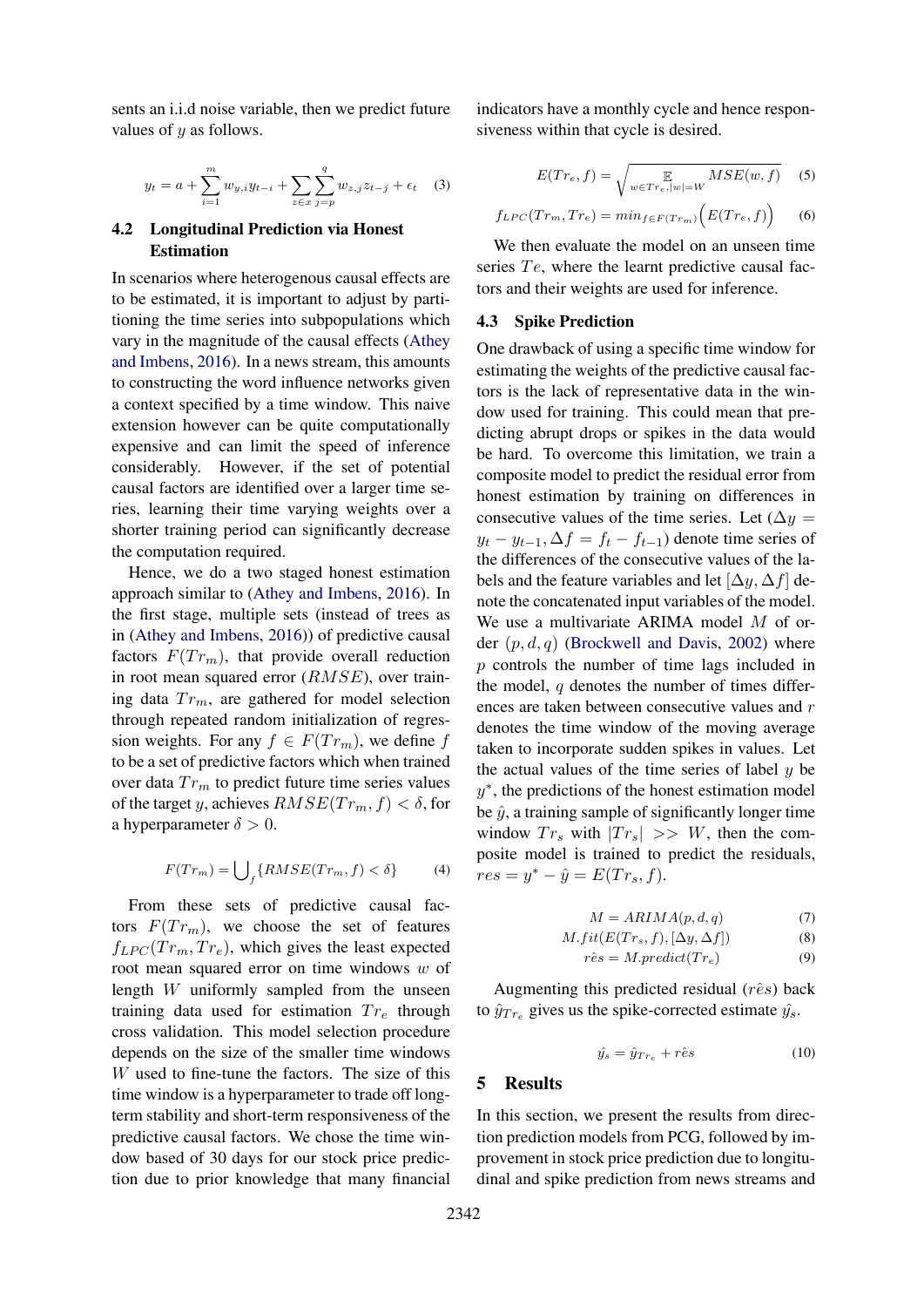sents an i.i.d noise variable, then we predict future values of $y$ as follows.

$$y_t = a + \sum_{i=1}^{m} w_{y,i} y_{t-i} + \sum_{z \in x} \sum_{j=p}^{q} w_{z,j} z_{t-j} + \epsilon_t \quad (3)$$

## 4.2 Longitudinal Prediction via Honest Estimation

In scenarios where heterogenous causal effects are to be estimated, it is important to adjust by partitioning the time series into subpopulations which vary in the magnitude of the causal effects (Athey and Imbens, 2016). In a news stream, this amounts to constructing the word influence networks given a context specified by a time window. This naive extension however can be quite computationally expensive and can limit the speed of inference considerably. However, if the set of potential causal factors are identified over a larger time series, learning their time varying weights over a shorter training period can significantly decrease the computation required.

Hence, we do a two staged honest estimation approach similar to (Athey and Imbens, 2016). In the first stage, multiple sets (instead of trees as in (Athey and Imbens, 2016)) of predictive causal factors $F(Tr_m)$, that provide overall reduction in root mean squared error ($RMSE$), over training data $Tr_m$, are gathered for model selection through repeated random initialization of regression weights. For any $f \in F(Tr_m)$, we define $f$ to be a set of predictive factors which when trained over data $Tr_m$ to predict future time series values of the target $y$, achieves $RMSE(Tr_m, f) < \delta$, for a hyperparameter $\delta > 0$.

$$F(Tr_m) = \bigcup_f \{RMSE(Tr_m, f) < \delta\} \quad (4)$$

From these sets of predictive causal factors $F(Tr_m)$, we choose the set of features $f_{LPC}(Tr_m, Tr_e)$, which gives the least expected root mean squared error on time windows $w$ of length $W$ uniformly sampled from the unseen training data used for estimation $Tr_e$ through cross validation. This model selection procedure depends on the size of the smaller time windows $W$ used to fine-tune the factors. The size of this time window is a hyperparameter to trade off long-term stability and short-term responsiveness of the predictive causal factors. We chose the time window based of 30 days for our stock price prediction due to prior knowledge that many financial indicators have a monthly cycle and hence responsiveness within that cycle is desired.

$$E(Tr_e, f) = \sqrt{\mathop{\mathbb{E}}_{w \in Tr_e, |w|=W} MSE(w, f)} \quad (5)$$

$$f_{LPC}(Tr_m, Tr_e) = min_{f \in F(Tr_m)} \Big( E(Tr_e, f) \Big) \quad (6)$$

We then evaluate the model on an unseen time series $Te$, where the learnt predictive causal factors and their weights are used for inference.

## 4.3 Spike Prediction

One drawback of using a specific time window for estimating the weights of the predictive causal factors is the lack of representative data in the window used for training. This could mean that predicting abrupt drops or spikes in the data would be hard. To overcome this limitation, we train a composite model to predict the residual error from honest estimation by training on differences in consecutive values of the time series. Let ($\Delta y = y_t - y_{t-1}, \Delta f = f_t - f_{t-1}$) denote time series of the differences of the consecutive values of the labels and the feature variables and let $[\Delta y, \Delta f]$ denote the concatenated input variables of the model. We use a multivariate ARIMA model $M$ of order $(p, d, q)$ (Brockwell and Davis, 2002) where $p$ controls the number of time lags included in the model, $q$ denotes the number of times differences are taken between consecutive values and $r$ denotes the time window of the moving average taken to incorporate sudden spikes in values. Let the actual values of the time series of label $y$ be $y^*$, the predictions of the honest estimation model be $\hat{y}$, a training sample of significantly longer time window $Tr_s$ with $|Tr_s| >> W$, then the composite model is trained to predict the residuals, $res = y^* - \hat{y} = E(Tr_s, f)$.

$$M = ARIMA(p, d, q) \quad (7)$$

$$M.fit(E(Tr_s, f), [\Delta y, \Delta f]) \quad (8)$$

$$r\hat{e}s = M.predict(Tr_e) \quad (9)$$

Augmenting this predicted residual ($r\hat{e}s$) back to $\hat{y}_{Tr_e}$ gives us the spike-corrected estimate $\hat{y_s}$.

$$\hat{y_s} = \hat{y}_{Tr_e} + r\hat{e}s \quad (10)$$

# 5 Results

In this section, we present the results from direction prediction models from PCG, followed by improvement in stock price prediction due to longitudinal and spike prediction from news streams and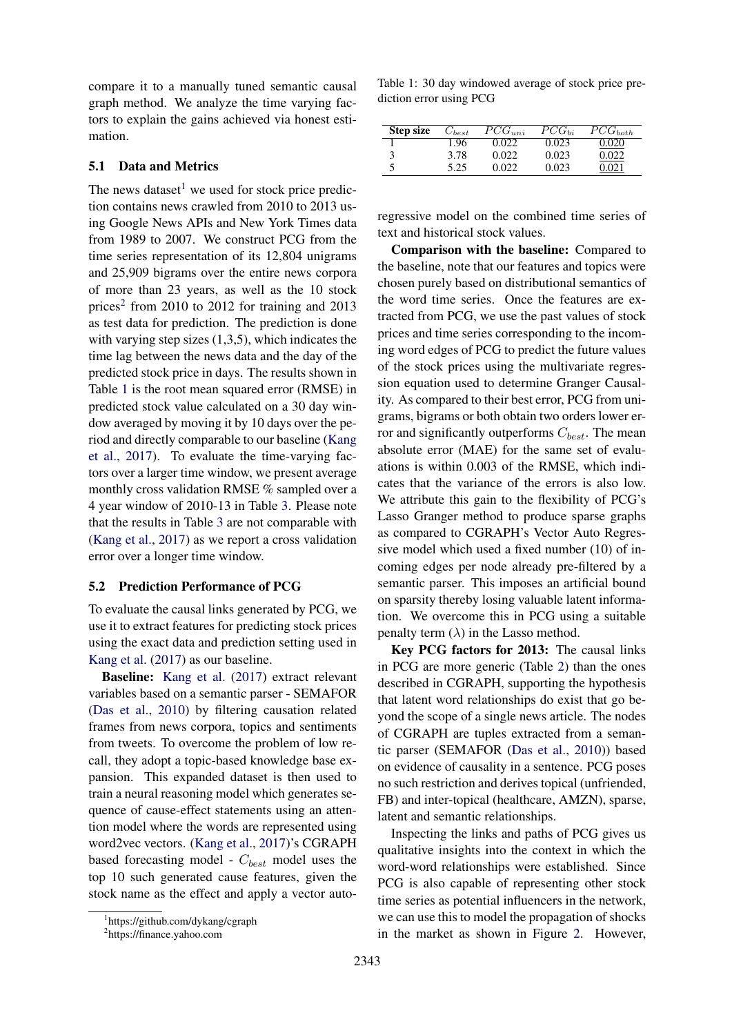compare it to a manually tuned semantic causal graph method. We analyze the time varying factors to explain the gains achieved via honest estimation.

### 5.1 Data and Metrics

The news dataset[1] we used for stock price prediction contains news crawled from 2010 to 2013 using Google News APIs and New York Times data from 1989 to 2007. We construct PCG from the time series representation of its 12,804 unigrams and 25,909 bigrams over the entire news corpora of more than 23 years, as well as the 10 stock prices[2] from 2010 to 2012 for training and 2013 as test data for prediction. The prediction is done with varying step sizes (1,3,5), which indicates the time lag between the news data and the day of the predicted stock price in days. The results shown in Table 1 is the root mean squared error (RMSE) in predicted stock value calculated on a 30 day window averaged by moving it by 10 days over the period and directly comparable to our baseline (Kang et al., 2017). To evaluate the time-varying factors over a larger time window, we present average monthly cross validation RMSE % sampled over a 4 year window of 2010-13 in Table 3. Please note that the results in Table 3 are not comparable with (Kang et al., 2017) as we report a cross validation error over a longer time window.

### 5.2 Prediction Performance of PCG

To evaluate the causal links generated by PCG, we use it to extract features for predicting stock prices using the exact data and prediction setting used in Kang et al. (2017) as our baseline.

**Baseline:** Kang et al. (2017) extract relevant variables based on a semantic parser - SEMAFOR (Das et al., 2010) by filtering causation related frames from news corpora, topics and sentiments from tweets. To overcome the problem of low recall, they adopt a topic-based knowledge base expansion. This expanded dataset is then used to train a neural reasoning model which generates sequence of cause-effect statements using an attention model where the words are represented using word2vec vectors. (Kang et al., 2017)'s CGRAPH based forecasting model - $C_{best}$ model uses the top 10 such generated cause features, given the stock name as the effect and apply a vector auto-regressive model on the combined time series of text and historical stock values.

[1] https://github.com/dykang/cgraph

[2] https://finance.yahoo.com

Table 1: 30 day windowed average of stock price prediction error using PCG

| Step size | $C_{best}$ | $PCG_{uni}$ | $PCG_{bi}$ | $PCG_{both}$ |
|---|---|---|---|---|
| 1 | 1.96 | 0.022 | 0.023 | <u>0.020</u> |
| 3 | 3.78 | 0.022 | 0.023 | <u>0.022</u> |
| 5 | 5.25 | 0.022 | 0.023 | <u>0.021</u> |

**Comparison with the baseline:** Compared to the baseline, note that our features and topics were chosen purely based on distributional semantics of the word time series. Once the features are extracted from PCG, we use the past values of stock prices and time series corresponding to the incoming word edges of PCG to predict the future values of the stock prices using the multivariate regression equation used to determine Granger Causality. As compared to their best error, PCG from unigrams, bigrams or both obtain two orders lower error and significantly outperforms $C_{best}$. The mean absolute error (MAE) for the same set of evaluations is within 0.003 of the RMSE, which indicates that the variance of the errors is also low. We attribute this gain to the flexibility of PCG's Lasso Granger method to produce sparse graphs as compared to CGRAPH's Vector Auto Regressive model which used a fixed number (10) of incoming edges per node already pre-filtered by a semantic parser. This imposes an artificial bound on sparsity thereby losing valuable latent information. We overcome this in PCG using a suitable penalty term ($\lambda$) in the Lasso method.

**Key PCG factors for 2013:** The causal links in PCG are more generic (Table 2) than the ones described in CGRAPH, supporting the hypothesis that latent word relationships do exist that go beyond the scope of a single news article. The nodes of CGRAPH are tuples extracted from a semantic parser (SEMAFOR (Das et al., 2010)) based on evidence of causality in a sentence. PCG poses no such restriction and derives topical (unfriended, FB) and inter-topical (healthcare, AMZN), sparse, latent and semantic relationships.

Inspecting the links and paths of PCG gives us qualitative insights into the context in which the word-word relationships were established. Since PCG is also capable of representing other stock time series as potential influencers in the network, we can use this to model the propagation of shocks in the market as shown in Figure 2. However,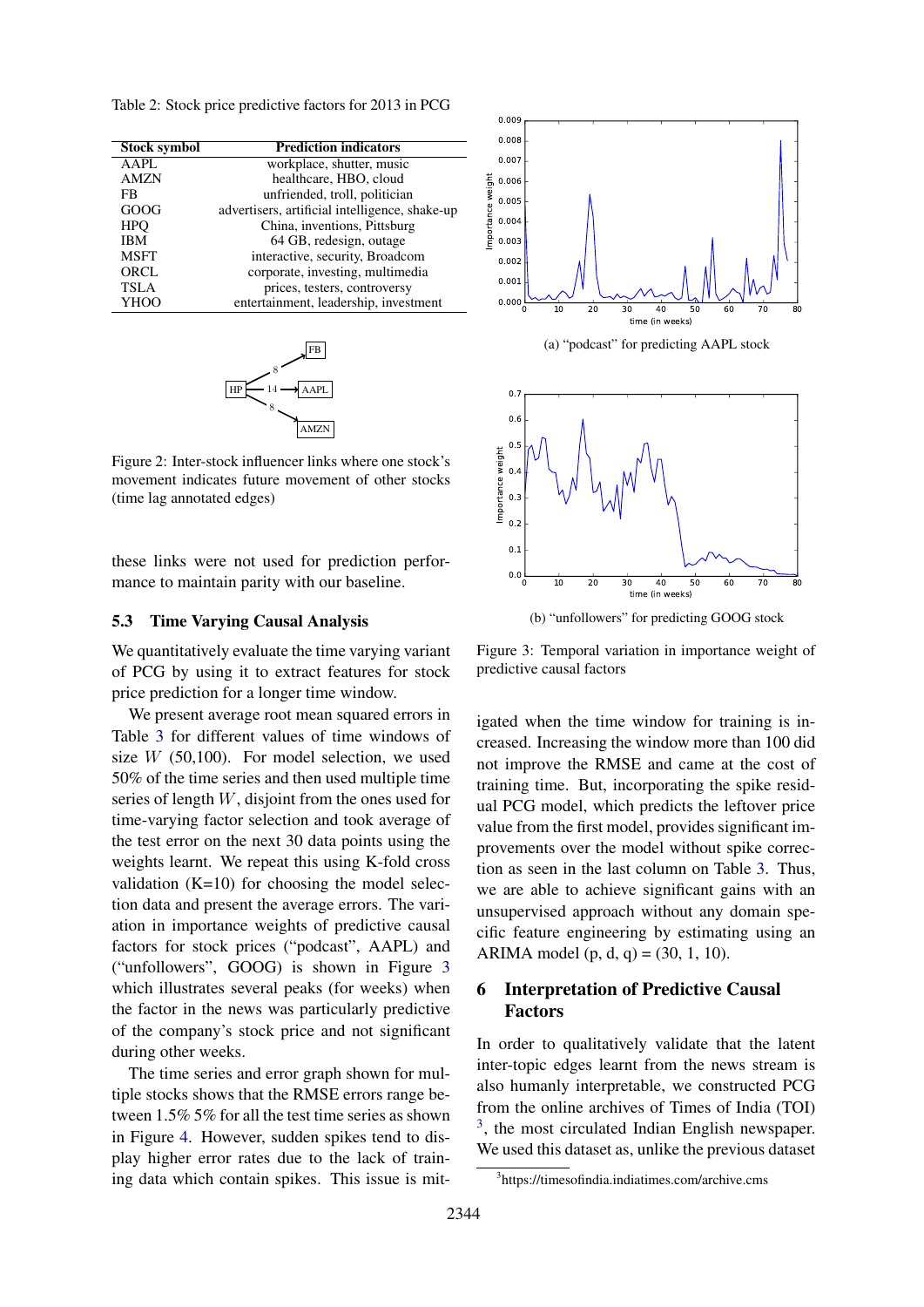Table 2: Stock price predictive factors for 2013 in PCG

| Stock symbol | Prediction indicators |
|---|---|
| AAPL | workplace, shutter, music |
| AMZN | healthcare, HBO, cloud |
| FB | unfriended, troll, politician |
| GOOG | advertisers, artificial intelligence, shake-up |
| HPQ | China, inventions, Pittsburg |
| IBM | 64 GB, redesign, outage |
| MSFT | interactive, security, Broadcom |
| ORCL | corporate, investing, multimedia |
| TSLA | prices, testers, controversy |
| YHOO | entertainment, leadership, investment |

Figure 2: Inter-stock influencer links where one stock's movement indicates future movement of other stocks (time lag annotated edges)

these links were not used for prediction performance to maintain parity with our baseline.

### 5.3 Time Varying Causal Analysis

We quantitatively evaluate the time varying variant of PCG by using it to extract features for stock price prediction for a longer time window.

We present average root mean squared errors in Table 3 for different values of time windows of size $W$ (50,100). For model selection, we used 50% of the time series and then used multiple time series of length $W$, disjoint from the ones used for time-varying factor selection and took average of the test error on the next 30 data points using the weights learnt. We repeat this using K-fold cross validation (K=10) for choosing the model selection data and present the average errors. The variation in importance weights of predictive causal factors for stock prices ("podcast", AAPL) and ("unfollowers", GOOG) is shown in Figure 3 which illustrates several peaks (for weeks) when the factor in the news was particularly predictive of the company's stock price and not significant during other weeks.

The time series and error graph shown for multiple stocks shows that the RMSE errors range between 1.5% 5% for all the test time series as shown in Figure 4. However, sudden spikes tend to display higher error rates due to the lack of training data which contain spikes. This issue is mitigated when the time window for training is increased. Increasing the window more than 100 did not improve the RMSE and came at the cost of training time. But, incorporating the spike residual PCG model, which predicts the leftover price value from the first model, provides significant improvements over the model without spike correction as seen in the last column on Table 3. Thus, we are able to achieve significant gains with an unsupervised approach without any domain specific feature engineering by estimating using an ARIMA model (p, d, q) = (30, 1, 10).

(a) "podcast" for predicting AAPL stock

(b) "unfollowers" for predicting GOOG stock

Figure 3: Temporal variation in importance weight of predictive causal factors

## 6 Interpretation of Predictive Causal Factors

In order to qualitatively validate that the latent inter-topic edges learnt from the news stream is also humanly interpretable, we constructed PCG from the online archives of Times of India (TOI) [3], the most circulated Indian English newspaper. We used this dataset as, unlike the previous dataset

[3] https://timesofindia.indiatimes.com/archive.cms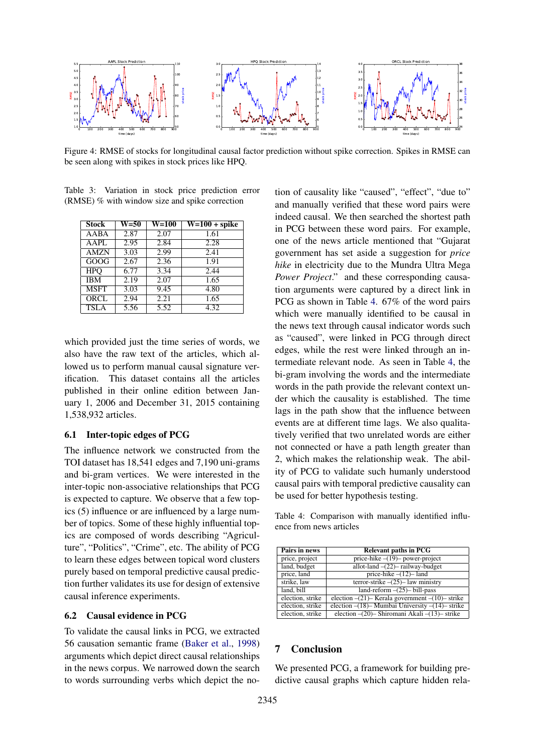Figure 4: RMSE of stocks for longitudinal causal factor prediction without spike correction. Spikes in RMSE can be seen along with spikes in stock prices like HPQ.

Table 3: Variation in stock price prediction error (RMSE) % with window size and spike correction

| Stock | W=50 | W=100 | W=100 + spike |
|---|---|---|---|
| AABA | 2.87 | 2.07 | 1.61 |
| AAPL | 2.95 | 2.84 | 2.28 |
| AMZN | 3.03 | 2.99 | 2.41 |
| GOOG | 2.67 | 2.36 | 1.91 |
| HPQ | 6.77 | 3.34 | 2.44 |
| IBM | 2.19 | 2.07 | 1.65 |
| MSFT | 3.03 | 9.45 | 4.80 |
| ORCL | 2.94 | 2.21 | 1.65 |
| TSLA | 5.56 | 5.52 | 4.32 |

which provided just the time series of words, we also have the raw text of the articles, which allowed us to perform manual causal signature verification. This dataset contains all the articles published in their online edition between January 1, 2006 and December 31, 2015 containing 1,538,932 articles.

### 6.1 Inter-topic edges of PCG

The influence network we constructed from the TOI dataset has 18,541 edges and 7,190 uni-grams and bi-gram vertices. We were interested in the inter-topic non-associative relationships that PCG is expected to capture. We observe that a few topics (5) influence or are influenced by a large number of topics. Some of these highly influential topics are composed of words describing "Agriculture", "Politics", "Crime", etc. The ability of PCG to learn these edges between topical word clusters purely based on temporal predictive causal prediction further validates its use for design of extensive causal inference experiments.

### 6.2 Causal evidence in PCG

To validate the causal links in PCG, we extracted 56 causation semantic frame (Baker et al., 1998) arguments which depict direct causal relationships in the news corpus. We narrowed down the search to words surrounding verbs which depict the notion of causality like "caused", "effect", "due to" and manually verified that these word pairs were indeed causal. We then searched the shortest path in PCG between these word pairs. For example, one of the news article mentioned that "Gujarat government has set aside a suggestion for *price hike* in electricity due to the Mundra Ultra Mega *Power Project*." and these corresponding causation arguments were captured by a direct link in PCG as shown in Table 4. 67% of the word pairs which were manually identified to be causal in the news text through causal indicator words such as "caused", were linked in PCG through direct edges, while the rest were linked through an intermediate relevant node. As seen in Table 4, the bi-gram involving the words and the intermediate words in the path provide the relevant context under which the causality is established. The time lags in the path show that the influence between events are at different time lags. We also qualitatively verified that two unrelated words are either not connected or have a path length greater than 2, which makes the relationship weak. The ability of PCG to validate such humanly understood causal pairs with temporal predictive causality can be used for better hypothesis testing.

Table 4: Comparison with manually identified influence from news articles

| Pairs in news | Relevant paths in PCG |
|---|---|
| price, project | price-hike –(19)– power-project |
| land, budget | allot-land –(22)– railway-budget |
| price, land | price-hike –(12)– land |
| strike, law | terror-strike –(25)– law ministry |
| land, bill | land-reform –(25)– bill-pass |
| election, strike | election –(21)– Kerala government –(10)– strike |
| election, strike | election –(18)– Mumbai University –(14)– strike |
| election, strike | election –(20)– Shiromani Akali –(13)– strike |

## 7 Conclusion

We presented PCG, a framework for building predictive causal graphs which capture hidden rela-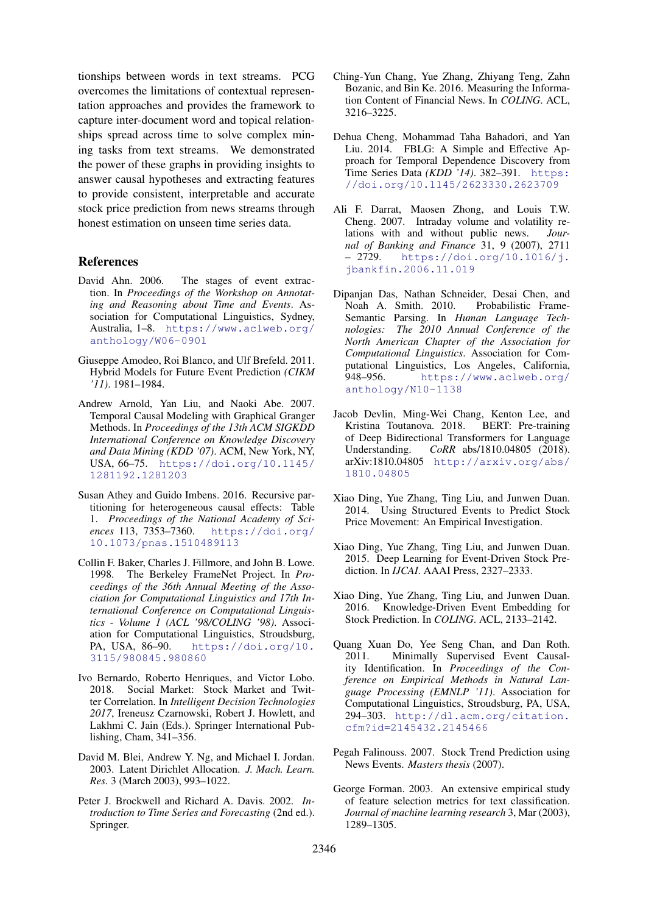tionships between words in text streams. PCG overcomes the limitations of contextual representation approaches and provides the framework to capture inter-document word and topical relationships spread across time to solve complex mining tasks from text streams. We demonstrated the power of these graphs in providing insights to answer causal hypotheses and extracting features to provide consistent, interpretable and accurate stock price prediction from news streams through honest estimation on unseen time series data.

## References

David Ahn. 2006. The stages of event extraction. In *Proceedings of the Workshop on Annotating and Reasoning about Time and Events*. Association for Computational Linguistics, Sydney, Australia, 1–8. https://www.aclweb.org/anthology/W06-0901

Giuseppe Amodeo, Roi Blanco, and Ulf Brefeld. 2011. Hybrid Models for Future Event Prediction *(CIKM '11)*. 1981–1984.

Andrew Arnold, Yan Liu, and Naoki Abe. 2007. Temporal Causal Modeling with Graphical Granger Methods. In *Proceedings of the 13th ACM SIGKDD International Conference on Knowledge Discovery and Data Mining (KDD '07)*. ACM, New York, NY, USA, 66–75. https://doi.org/10.1145/1281192.1281203

Susan Athey and Guido Imbens. 2016. Recursive partitioning for heterogeneous causal effects: Table 1. *Proceedings of the National Academy of Sciences* 113, 7353–7360. https://doi.org/10.1073/pnas.1510489113

Collin F. Baker, Charles J. Fillmore, and John B. Lowe. 1998. The Berkeley FrameNet Project. In *Proceedings of the 36th Annual Meeting of the Association for Computational Linguistics and 17th International Conference on Computational Linguistics - Volume 1 (ACL '98/COLING '98)*. Association for Computational Linguistics, Stroudsburg, PA, USA, 86–90. https://doi.org/10.3115/980845.980860

Ivo Bernardo, Roberto Henriques, and Victor Lobo. 2018. Social Market: Stock Market and Twitter Correlation. In *Intelligent Decision Technologies 2017*, Ireneusz Czarnowski, Robert J. Howlett, and Lakhmi C. Jain (Eds.). Springer International Publishing, Cham, 341–356.

David M. Blei, Andrew Y. Ng, and Michael I. Jordan. 2003. Latent Dirichlet Allocation. *J. Mach. Learn. Res.* 3 (March 2003), 993–1022.

Peter J. Brockwell and Richard A. Davis. 2002. *Introduction to Time Series and Forecasting* (2nd ed.). Springer.

Ching-Yun Chang, Yue Zhang, Zhiyang Teng, Zahn Bozanic, and Bin Ke. 2016. Measuring the Information Content of Financial News. In *COLING*. ACL, 3216–3225.

Dehua Cheng, Mohammad Taha Bahadori, and Yan Liu. 2014. FBLG: A Simple and Effective Approach for Temporal Dependence Discovery from Time Series Data *(KDD '14)*. 382–391. https://doi.org/10.1145/2623330.2623709

Ali F. Darrat, Maosen Zhong, and Louis T.W. Cheng. 2007. Intraday volume and volatility relations with and without public news. *Journal of Banking and Finance* 31, 9 (2007), 2711 – 2729. https://doi.org/10.1016/j.jbankfin.2006.11.019

Dipanjan Das, Nathan Schneider, Desai Chen, and Noah A. Smith. 2010. Probabilistic Frame-Semantic Parsing. In *Human Language Technologies: The 2010 Annual Conference of the North American Chapter of the Association for Computational Linguistics*. Association for Computational Linguistics, Los Angeles, California, 948–956. https://www.aclweb.org/anthology/N10-1138

Jacob Devlin, Ming-Wei Chang, Kenton Lee, and Kristina Toutanova. 2018. BERT: Pre-training of Deep Bidirectional Transformers for Language Understanding. *CoRR* abs/1810.04805 (2018). arXiv:1810.04805 http://arxiv.org/abs/1810.04805

Xiao Ding, Yue Zhang, Ting Liu, and Junwen Duan. 2014. Using Structured Events to Predict Stock Price Movement: An Empirical Investigation.

Xiao Ding, Yue Zhang, Ting Liu, and Junwen Duan. 2015. Deep Learning for Event-Driven Stock Prediction. In *IJCAI*. AAAI Press, 2327–2333.

Xiao Ding, Yue Zhang, Ting Liu, and Junwen Duan. 2016. Knowledge-Driven Event Embedding for Stock Prediction. In *COLING*. ACL, 2133–2142.

Quang Xuan Do, Yee Seng Chan, and Dan Roth. 2011. Minimally Supervised Event Causality Identification. In *Proceedings of the Conference on Empirical Methods in Natural Language Processing (EMNLP '11)*. Association for Computational Linguistics, Stroudsburg, PA, USA, 294–303. http://dl.acm.org/citation.cfm?id=2145432.2145466

Pegah Falinouss. 2007. Stock Trend Prediction using News Events. *Masters thesis* (2007).

George Forman. 2003. An extensive empirical study of feature selection metrics for text classification. *Journal of machine learning research* 3, Mar (2003), 1289–1305.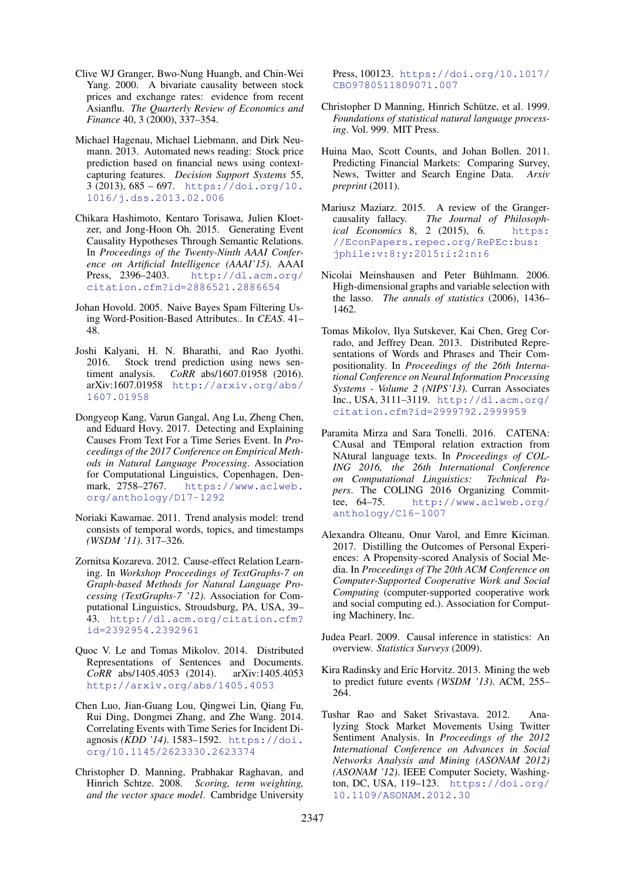Clive WJ Granger, Bwo-Nung Huangb, and Chin-Wei Yang. 2000. A bivariate causality between stock prices and exchange rates: evidence from recent Asianflu. *The Quarterly Review of Economics and Finance* 40, 3 (2000), 337–354.

Michael Hagenau, Michael Liebmann, and Dirk Neumann. 2013. Automated news reading: Stock price prediction based on financial news using context-capturing features. *Decision Support Systems* 55, 3 (2013), 685 – 697. https://doi.org/10.1016/j.dss.2013.02.006

Chikara Hashimoto, Kentaro Torisawa, Julien Kloetzer, and Jong-Hoon Oh. 2015. Generating Event Causality Hypotheses Through Semantic Relations. In *Proceedings of the Twenty-Ninth AAAI Conference on Artificial Intelligence (AAAI'15)*. AAAI Press, 2396–2403. http://dl.acm.org/citation.cfm?id=2886521.2886654

Johan Hovold. 2005. Naive Bayes Spam Filtering Using Word-Position-Based Attributes.. In *CEAS*. 41–48.

Joshi Kalyani, H. N. Bharathi, and Rao Jyothi. 2016. Stock trend prediction using news sentiment analysis. *CoRR* abs/1607.01958 (2016). arXiv:1607.01958 http://arxiv.org/abs/1607.01958

Dongyeop Kang, Varun Gangal, Ang Lu, Zheng Chen, and Eduard Hovy. 2017. Detecting and Explaining Causes From Text For a Time Series Event. In *Proceedings of the 2017 Conference on Empirical Methods in Natural Language Processing*. Association for Computational Linguistics, Copenhagen, Denmark, 2758–2767. https://www.aclweb.org/anthology/D17-1292

Noriaki Kawamae. 2011. Trend analysis model: trend consists of temporal words, topics, and timestamps *(WSDM '11)*. 317–326.

Zornitsa Kozareva. 2012. Cause-effect Relation Learning. In *Workshop Proceedings of TextGraphs-7 on Graph-based Methods for Natural Language Processing (TextGraphs-7 '12)*. Association for Computational Linguistics, Stroudsburg, PA, USA, 39–43. http://dl.acm.org/citation.cfm?id=2392954.2392961

Quoc V. Le and Tomas Mikolov. 2014. Distributed Representations of Sentences and Documents. *CoRR* abs/1405.4053 (2014). arXiv:1405.4053 http://arxiv.org/abs/1405.4053

Chen Luo, Jian-Guang Lou, Qingwei Lin, Qiang Fu, Rui Ding, Dongmei Zhang, and Zhe Wang. 2014. Correlating Events with Time Series for Incident Diagnosis *(KDD '14)*. 1583–1592. https://doi.org/10.1145/2623330.2623374

Christopher D. Manning, Prabhakar Raghavan, and Hinrich Schtze. 2008. *Scoring, term weighting, and the vector space model*. Cambridge University Press, 100123. https://doi.org/10.1017/CBO9780511809071.007

Christopher D Manning, Hinrich Schütze, et al. 1999. *Foundations of statistical natural language processing*. Vol. 999. MIT Press.

Huina Mao, Scott Counts, and Johan Bollen. 2011. Predicting Financial Markets: Comparing Survey, News, Twitter and Search Engine Data. *Arxiv preprint* (2011).

Mariusz Maziarz. 2015. A review of the Granger-causality fallacy. *The Journal of Philosophical Economics* 8, 2 (2015), 6. https://EconPapers.repec.org/RePEc:bus:jphile:v:8:y:2015:i:2:n:6

Nicolai Meinshausen and Peter Bühlmann. 2006. High-dimensional graphs and variable selection with the lasso. *The annals of statistics* (2006), 1436–1462.

Tomas Mikolov, Ilya Sutskever, Kai Chen, Greg Corrado, and Jeffrey Dean. 2013. Distributed Representations of Words and Phrases and Their Compositionality. In *Proceedings of the 26th International Conference on Neural Information Processing Systems - Volume 2 (NIPS'13)*. Curran Associates Inc., USA, 3111–3119. http://dl.acm.org/citation.cfm?id=2999792.2999959

Paramita Mirza and Sara Tonelli. 2016. CATENA: CAusal and TEmporal relation extraction from NAtural language texts. In *Proceedings of COLING 2016, the 26th International Conference on Computational Linguistics: Technical Papers*. The COLING 2016 Organizing Committee, 64–75. http://www.aclweb.org/anthology/C16-1007

Alexandra Olteanu, Onur Varol, and Emre Kiciman. 2017. Distilling the Outcomes of Personal Experiences: A Propensity-scored Analysis of Social Media. In *Proceedings of The 20th ACM Conference on Computer-Supported Cooperative Work and Social Computing* (computer-supported cooperative work and social computing ed.). Association for Computing Machinery, Inc.

Judea Pearl. 2009. Causal inference in statistics: An overview. *Statistics Surveys* (2009).

Kira Radinsky and Eric Horvitz. 2013. Mining the web to predict future events *(WSDM '13)*. ACM, 255–264.

Tushar Rao and Saket Srivastava. 2012. Analyzing Stock Market Movements Using Twitter Sentiment Analysis. In *Proceedings of the 2012 International Conference on Advances in Social Networks Analysis and Mining (ASONAM 2012) (ASONAM '12)*. IEEE Computer Society, Washington, DC, USA, 119–123. https://doi.org/10.1109/ASONAM.2012.30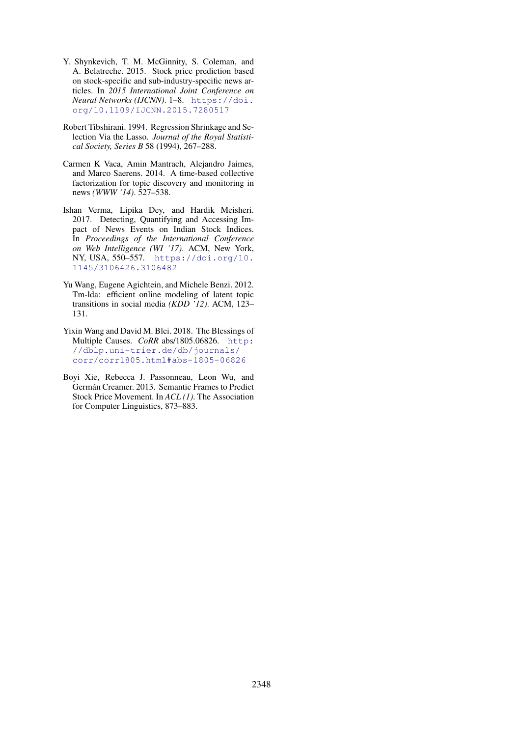Y. Shynkevich, T. M. McGinnity, S. Coleman, and A. Belatreche. 2015. Stock price prediction based on stock-specific and sub-industry-specific news articles. In *2015 International Joint Conference on Neural Networks (IJCNN)*. 1–8. https://doi.org/10.1109/IJCNN.2015.7280517

Robert Tibshirani. 1994. Regression Shrinkage and Selection Via the Lasso. *Journal of the Royal Statistical Society, Series B* 58 (1994), 267–288.

Carmen K Vaca, Amin Mantrach, Alejandro Jaimes, and Marco Saerens. 2014. A time-based collective factorization for topic discovery and monitoring in news *(WWW '14)*. 527–538.

Ishan Verma, Lipika Dey, and Hardik Meisheri. 2017. Detecting, Quantifying and Accessing Impact of News Events on Indian Stock Indices. In *Proceedings of the International Conference on Web Intelligence (WI '17)*. ACM, New York, NY, USA, 550–557. https://doi.org/10.1145/3106426.3106482

Yu Wang, Eugene Agichtein, and Michele Benzi. 2012. Tm-lda: efficient online modeling of latent topic transitions in social media *(KDD '12)*. ACM, 123–131.

Yixin Wang and David M. Blei. 2018. The Blessings of Multiple Causes. *CoRR* abs/1805.06826. http://dblp.uni-trier.de/db/journals/corr/corr1805.html#abs-1805-06826

Boyi Xie, Rebecca J. Passonneau, Leon Wu, and Germán Creamer. 2013. Semantic Frames to Predict Stock Price Movement. In *ACL (1)*. The Association for Computer Linguistics, 873–883.